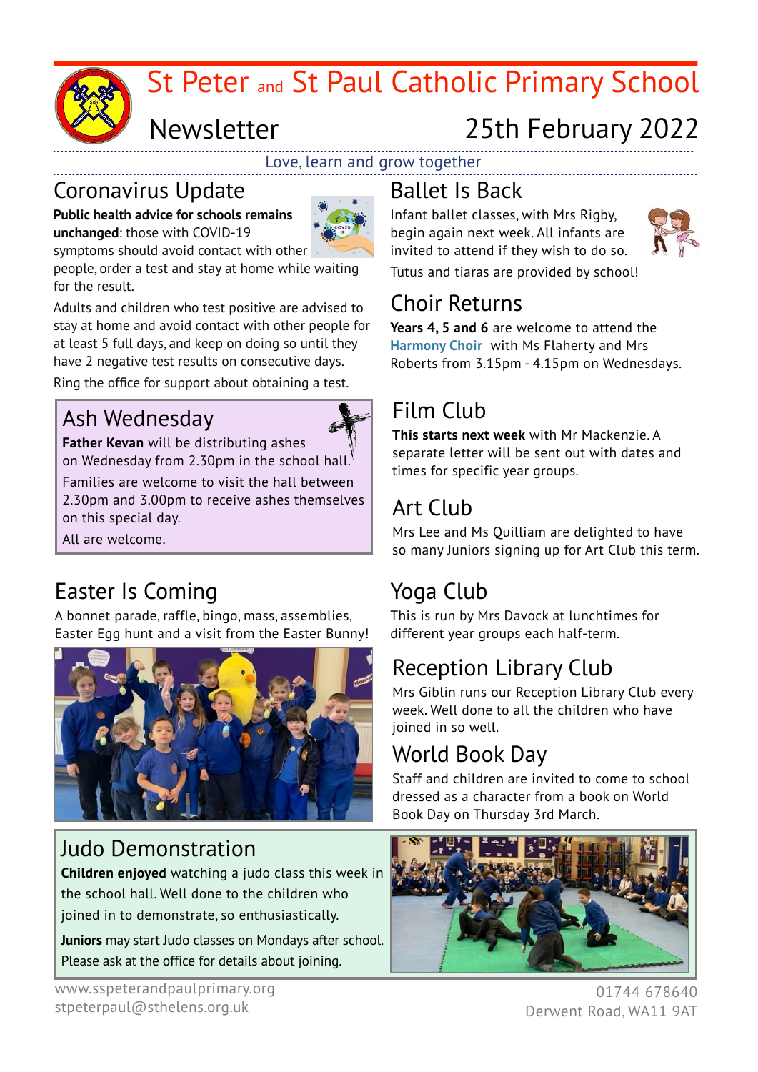# St Peter and St Paul Catholic Primary School

## Newsletter — 25th February 2022

Love, learn and grow together

## Coronavirus Update

**Public health advice for schools remains unchanged**: those with COVID-19 symptoms should avoid contact with other people, order a test and stay at home while waiting for the result.

Adults and children who test positive are advised to stay at home and avoid contact with other people for at least 5 full days, and keep on doing so until they have 2 negative test results on consecutive days.

Ring the office for support about obtaining a test.

## Ash Wednesday

**Father Kevan** will be distributing ashes on Wednesday from 2.30pm in the school hall.

Families are welcome to visit the hall between 2.30pm and 3.00pm to receive ashes themselves on this special day.

All are welcome.

## Easter Is Coming

A bonnet parade, raffle, bingo, mass, assemblies, Easter Egg hunt and a visit from the Easter Bunny!

## Ballet Is Back

Infant ballet classes, with Mrs Rigby, begin again next week. All infants are invited to attend if they wish to do so.

Tutus and tiaras are provided by school!

## Choir Returns

**Years 4, 5 and 6** are welcome to attend the **Harmony Choir** with Ms Flaherty and Mrs Roberts from 3.15pm - 4.15pm on Wednesdays.

## Film Club

**This starts next week** with Mr Mackenzie. A separate letter will be sent out with dates and times for specific year groups.

## Art Club

Mrs Lee and Ms Quilliam are delighted to have so many Juniors signing up for Art Club this term.

## Yoga Club

This is run by Mrs Davock at lunchtimes for different year groups each half-term.

## Reception Library Club

Mrs Giblin runs our Reception Library Club every week. Well done to all the children who have joined in so well.

## World Book Day

Staff and children are invited to come to school dressed as a character from a book on World Book Day on Thursday 3rd March.

## Judo Demonstration

**Children enjoyed** watching a judo class this week in the school hall. Well done to the children who joined in to demonstrate, so enthusiastically.

**Juniors** may start Judo classes on Mondays after school. Please ask at the office for details about joining.

www.sspeterandpaulprimary.org
stpeterpaul@sthelens.org.uk

01744 678640
Derwent Road, WA11 9AT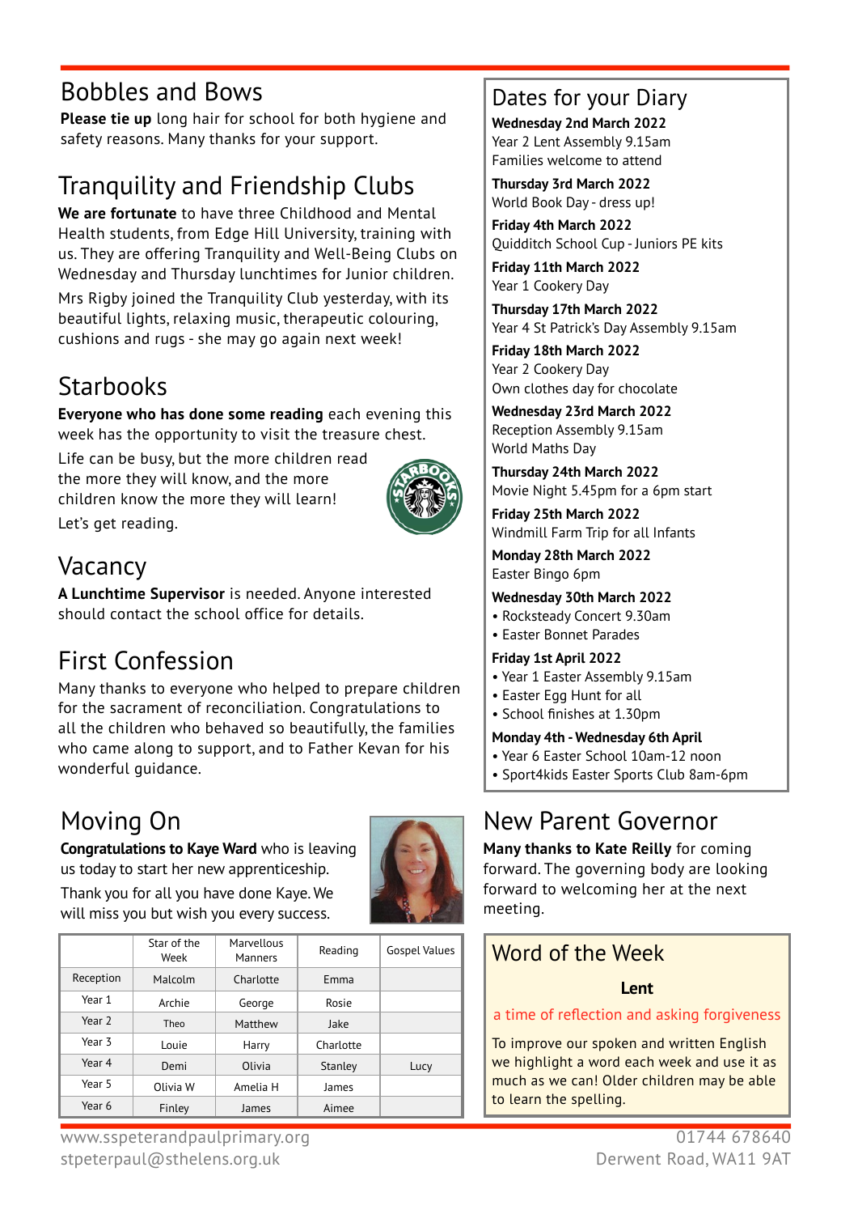## Bobbles and Bows

**Please tie up** long hair for school for both hygiene and safety reasons. Many thanks for your support.

## Tranquility and Friendship Clubs

**We are fortunate** to have three Childhood and Mental Health students, from Edge Hill University, training with us. They are offering Tranquility and Well-Being Clubs on Wednesday and Thursday lunchtimes for Junior children.

Mrs Rigby joined the Tranquility Club yesterday, with its beautiful lights, relaxing music, therapeutic colouring, cushions and rugs - she may go again next week!

## Starbooks

**Everyone who has done some reading** each evening this week has the opportunity to visit the treasure chest.

Life can be busy, but the more children read the more they will know, and the more children know the more they will learn!

Let's get reading.

## Vacancy

**A Lunchtime Supervisor** is needed. Anyone interested should contact the school office for details.

## First Confession

Many thanks to everyone who helped to prepare children for the sacrament of reconciliation. Congratulations to all the children who behaved so beautifully, the families who came along to support, and to Father Kevan for his wonderful guidance.

## Moving On

**Congratulations to Kaye Ward** who is leaving us today to start her new apprenticeship.

Thank you for all you have done Kaye. We will miss you but wish you every success.

| | Star of the Week | Marvellous Manners | Reading | Gospel Values |
|---|---|---|---|---|
| Reception | Malcolm | Charlotte | Emma | |
| Year 1 | Archie | George | Rosie | |
| Year 2 | Theo | Matthew | Jake | |
| Year 3 | Louie | Harry | Charlotte | |
| Year 4 | Demi | Olivia | Stanley | Lucy |
| Year 5 | Olivia W | Amelia H | James | |
| Year 6 | Finley | James | Aimee | |

## Dates for your Diary

**Wednesday 2nd March 2022**
Year 2 Lent Assembly 9.15am
Families welcome to attend

**Thursday 3rd March 2022**
World Book Day - dress up!

**Friday 4th March 2022**
Quidditch School Cup - Juniors PE kits

**Friday 11th March 2022**
Year 1 Cookery Day

**Thursday 17th March 2022**
Year 4 St Patrick's Day Assembly 9.15am

**Friday 18th March 2022**
Year 2 Cookery Day
Own clothes day for chocolate

**Wednesday 23rd March 2022**
Reception Assembly 9.15am
World Maths Day

**Thursday 24th March 2022**
Movie Night 5.45pm for a 6pm start

**Friday 25th March 2022**
Windmill Farm Trip for all Infants

**Monday 28th March 2022**
Easter Bingo 6pm

**Wednesday 30th March 2022**
- Rocksteady Concert 9.30am
- Easter Bonnet Parades

**Friday 1st April 2022**
- Year 1 Easter Assembly 9.15am
- Easter Egg Hunt for all
- School finishes at 1.30pm

**Monday 4th - Wednesday 6th April**
- Year 6 Easter School 10am-12 noon
- Sport4kids Easter Sports Club 8am-6pm

## New Parent Governor

**Many thanks to Kate Reilly** for coming forward. The governing body are looking forward to welcoming her at the next meeting.

## Word of the Week

**Lent**

a time of reflection and asking forgiveness

To improve our spoken and written English we highlight a word each week and use it as much as we can! Older children may be able to learn the spelling.

www.sspeterandpaulprimary.org
stpeterpaul@sthelens.org.uk

01744 678640
Derwent Road, WA11 9AT